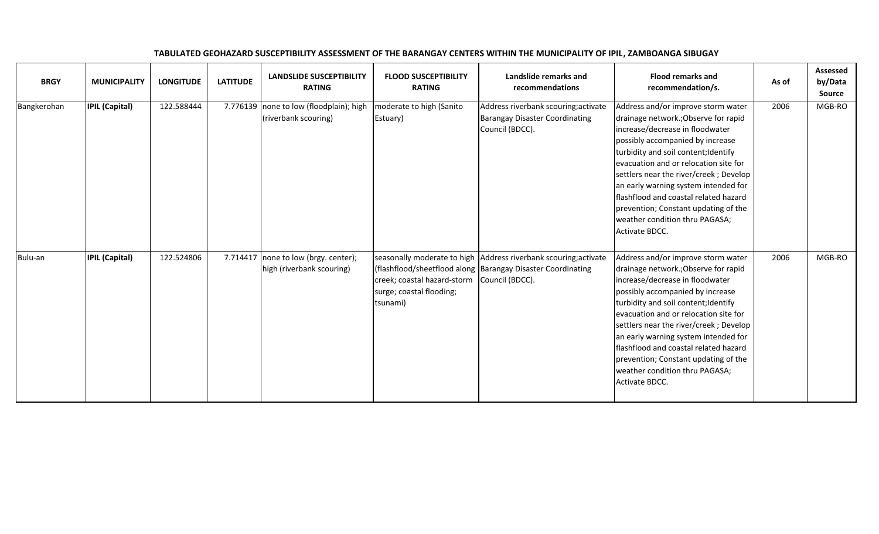**TABULATED GEOHAZARD SUSCEPTIBILITY ASSESSMENT OF THE BARANGAY CENTERS WITHIN THE MUNICIPALITY OF IPIL, ZAMBOANGA SIBUGAY**

| BRGY | MUNICIPALITY | LONGITUDE | LATITUDE | LANDSLIDE SUSCEPTIBILITY RATING | FLOOD SUSCEPTIBILITY RATING | Landslide remarks and recommendations | Flood remarks and recommendation/s. | As of | Assessed by/Data Source |
|---|---|---|---|---|---|---|---|---|---|
| Bangkerohan | **IPIL (Capital)** | 122.588444 | 7.776139 | none to low (floodplain); high (riverbank scouring) | moderate to high (Sanito Estuary) | Address riverbank scouring;activate Barangay Disaster Coordinating Council (BDCC). | Address and/or improve storm water drainage network.;Observe for rapid increase/decrease in floodwater possibly accompanied by increase turbidity and soil content;Identify evacuation and or relocation site for settlers near the river/creek ; Develop an early warning system intended for flashflood and coastal related hazard prevention; Constant updating of the weather condition thru PAGASA; Activate BDCC. | 2006 | MGB-RO |
| Bulu-an | **IPIL (Capital)** | 122.524806 | 7.714417 | none to low (brgy. center); high (riverbank scouring) | seasonally moderate to high (flashflood/sheetflood along creek; coastal hazard-storm surge; coastal flooding; tsunami) | Address riverbank scouring;activate Barangay Disaster Coordinating Council (BDCC). | Address and/or improve storm water drainage network.;Observe for rapid increase/decrease in floodwater possibly accompanied by increase turbidity and soil content;Identify evacuation and or relocation site for settlers near the river/creek ; Develop an early warning system intended for flashflood and coastal related hazard prevention; Constant updating of the weather condition thru PAGASA; Activate BDCC. | 2006 | MGB-RO |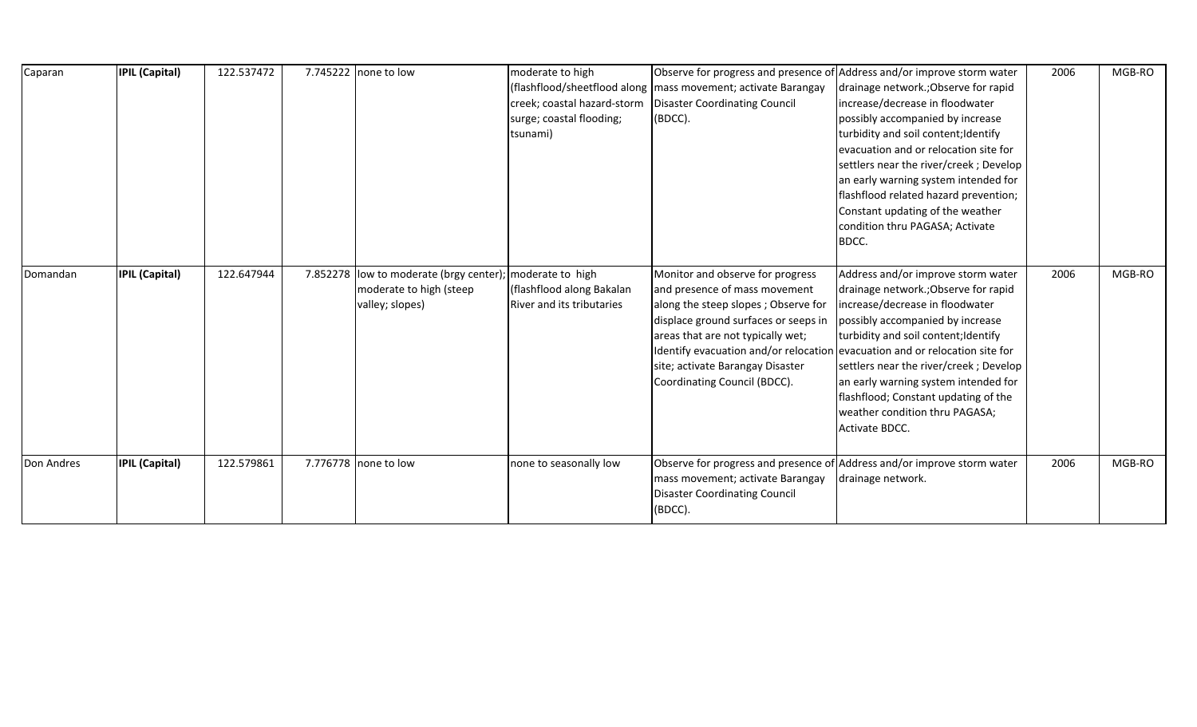| Caparan | **IPIL (Capital)** | 122.537472 | 7.745222 | none to low | moderate to high (flashflood/sheetflood along creek; coastal hazard-storm surge; coastal flooding; tsunami) | Observe for progress and presence of mass movement; activate Barangay Disaster Coordinating Council (BDCC). | Address and/or improve storm water drainage network.;Observe for rapid increase/decrease in floodwater possibly accompanied by increase turbidity and soil content;Identify evacuation and or relocation site for settlers near the river/creek ; Develop an early warning system intended for flashflood related hazard prevention; Constant updating of the weather condition thru PAGASA; Activate BDCC. | 2006 | MGB-RO |
|---|---|---|---|---|---|---|---|---|---|
| Domandan | **IPIL (Capital)** | 122.647944 | 7.852278 | low to moderate (brgy center); moderate to high (steep valley; slopes) | moderate to high (flashflood along Bakalan River and its tributaries | Monitor and observe for progress and presence of mass movement along the steep slopes ; Observe for displace ground surfaces or seeps in areas that are not typically wet; Identify evacuation and/or relocation site; activate Barangay Disaster Coordinating Council (BDCC). | Address and/or improve storm water drainage network.;Observe for rapid increase/decrease in floodwater possibly accompanied by increase turbidity and soil content;Identify evacuation and or relocation site for settlers near the river/creek ; Develop an early warning system intended for flashflood; Constant updating of the weather condition thru PAGASA; Activate BDCC. | 2006 | MGB-RO |
| Don Andres | **IPIL (Capital)** | 122.579861 | 7.776778 | none to low | none to seasonally low | Observe for progress and presence of mass movement; activate Barangay Disaster Coordinating Council (BDCC). | Address and/or improve storm water drainage network. | 2006 | MGB-RO |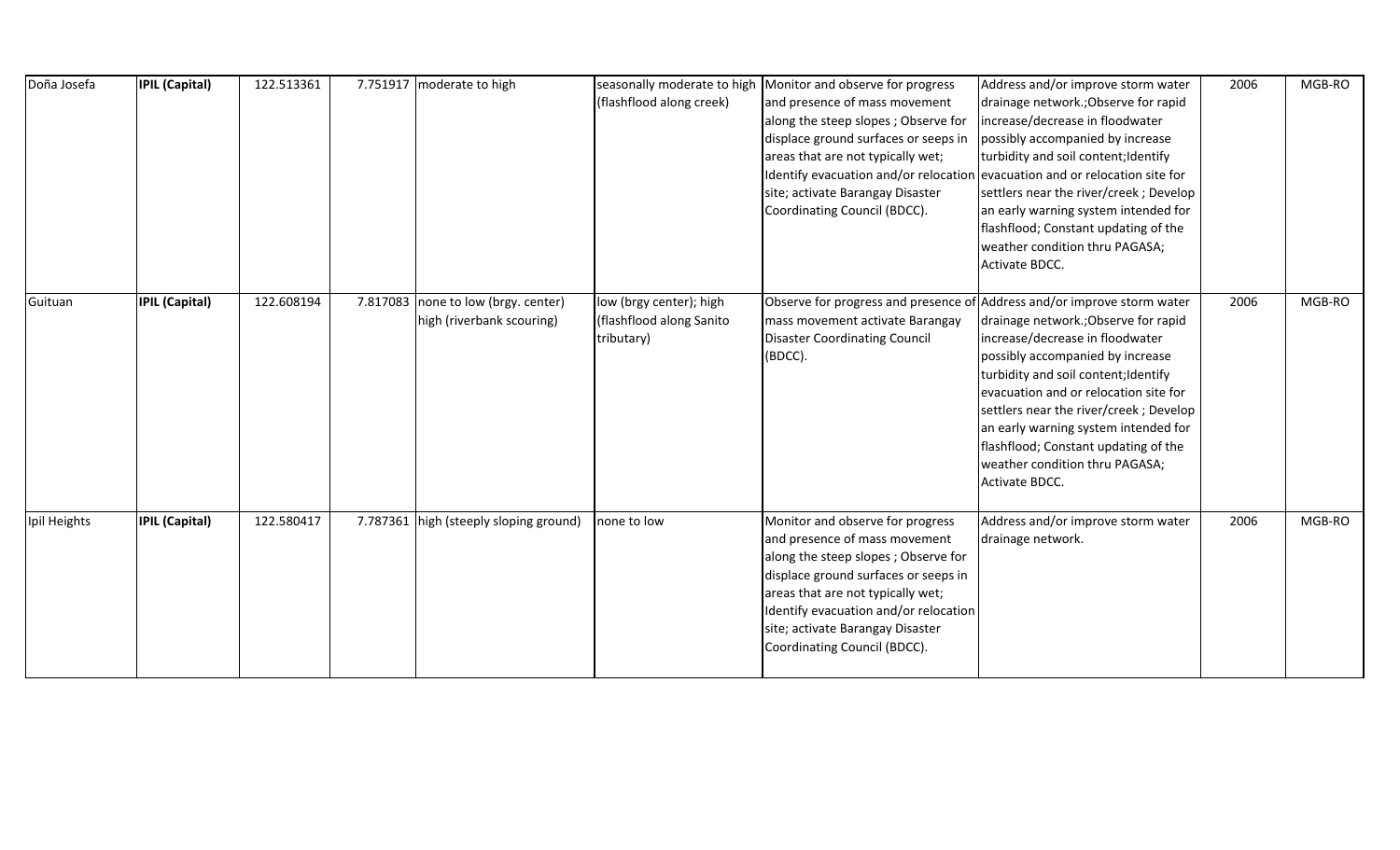| | | | | | | | | | |
|---|---|---|---|---|---|---|---|---|---|
| Doña Josefa | **IPIL (Capital)** | 122.513361 | 7.751917 | moderate to high | seasonally moderate to high (flashflood along creek) | Monitor and observe for progress and presence of mass movement along the steep slopes ; Observe for displace ground surfaces or seeps in areas that are not typically wet; Identify evacuation and/or relocation site; activate Barangay Disaster Coordinating Council (BDCC). | Address and/or improve storm water drainage network.;Observe for rapid increase/decrease in floodwater possibly accompanied by increase turbidity and soil content;Identify evacuation and or relocation site for settlers near the river/creek ; Develop an early warning system intended for flashflood; Constant updating of the weather condition thru PAGASA; Activate BDCC. | 2006 | MGB-RO |
| Guituan | **IPIL (Capital)** | 122.608194 | 7.817083 | none to low (brgy. center) high (riverbank scouring) | low (brgy center); high (flashflood along Sanito tributary) | Observe for progress and presence of mass movement activate Barangay Disaster Coordinating Council (BDCC). | Address and/or improve storm water drainage network.;Observe for rapid increase/decrease in floodwater possibly accompanied by increase turbidity and soil content;Identify evacuation and or relocation site for settlers near the river/creek ; Develop an early warning system intended for flashflood; Constant updating of the weather condition thru PAGASA; Activate BDCC. | 2006 | MGB-RO |
| Ipil Heights | **IPIL (Capital)** | 122.580417 | 7.787361 | high (steeply sloping ground) | none to low | Monitor and observe for progress and presence of mass movement along the steep slopes ; Observe for displace ground surfaces or seeps in areas that are not typically wet; Identify evacuation and/or relocation site; activate Barangay Disaster Coordinating Council (BDCC). | Address and/or improve storm water drainage network. | 2006 | MGB-RO |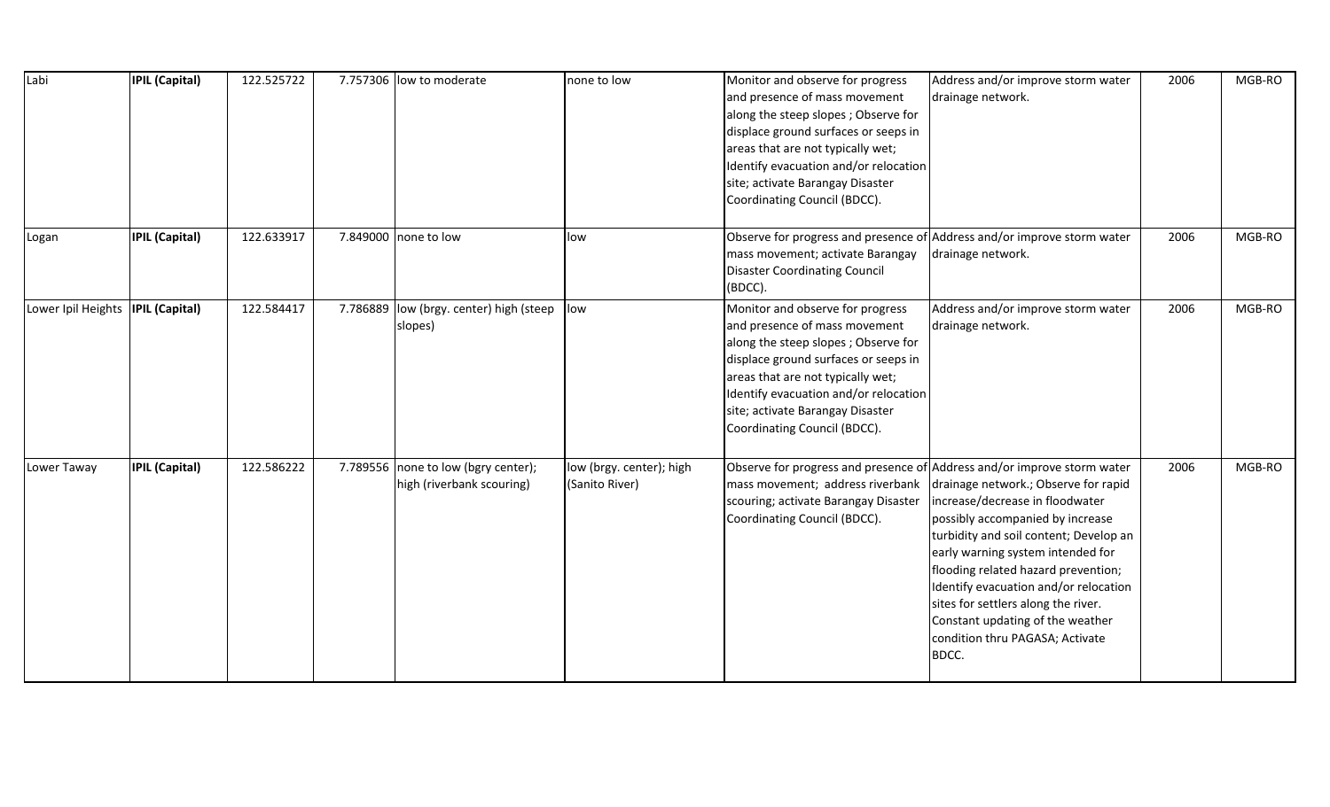| | | | | | | | | | |
|---|---|---|---|---|---|---|---|---|---|
| Labi | **IPIL (Capital)** | 122.525722 | 7.757306 | low to moderate | none to low | Monitor and observe for progress and presence of mass movement along the steep slopes ; Observe for displace ground surfaces or seeps in areas that are not typically wet; Identify evacuation and/or relocation site; activate Barangay Disaster Coordinating Council (BDCC). | Address and/or improve storm water drainage network. | 2006 | MGB-RO |
| Logan | **IPIL (Capital)** | 122.633917 | 7.849000 | none to low | low | Observe for progress and presence of mass movement; activate Barangay Disaster Coordinating Council (BDCC). | Address and/or improve storm water drainage network. | 2006 | MGB-RO |
| Lower Ipil Heights | **IPIL (Capital)** | 122.584417 | 7.786889 | low (brgy. center) high (steep slopes) | low | Monitor and observe for progress and presence of mass movement along the steep slopes ; Observe for displace ground surfaces or seeps in areas that are not typically wet; Identify evacuation and/or relocation site; activate Barangay Disaster Coordinating Council (BDCC). | Address and/or improve storm water drainage network. | 2006 | MGB-RO |
| Lower Taway | **IPIL (Capital)** | 122.586222 | 7.789556 | none to low (bgry center); high (riverbank scouring) | low (brgy. center); high (Sanito River) | Observe for progress and presence of mass movement; address riverbank scouring; activate Barangay Disaster Coordinating Council (BDCC). | Address and/or improve storm water drainage network.; Observe for rapid increase/decrease in floodwater possibly accompanied by increase turbidity and soil content; Develop an early warning system intended for flooding related hazard prevention; Identify evacuation and/or relocation sites for settlers along the river. Constant updating of the weather condition thru PAGASA; Activate BDCC. | 2006 | MGB-RO |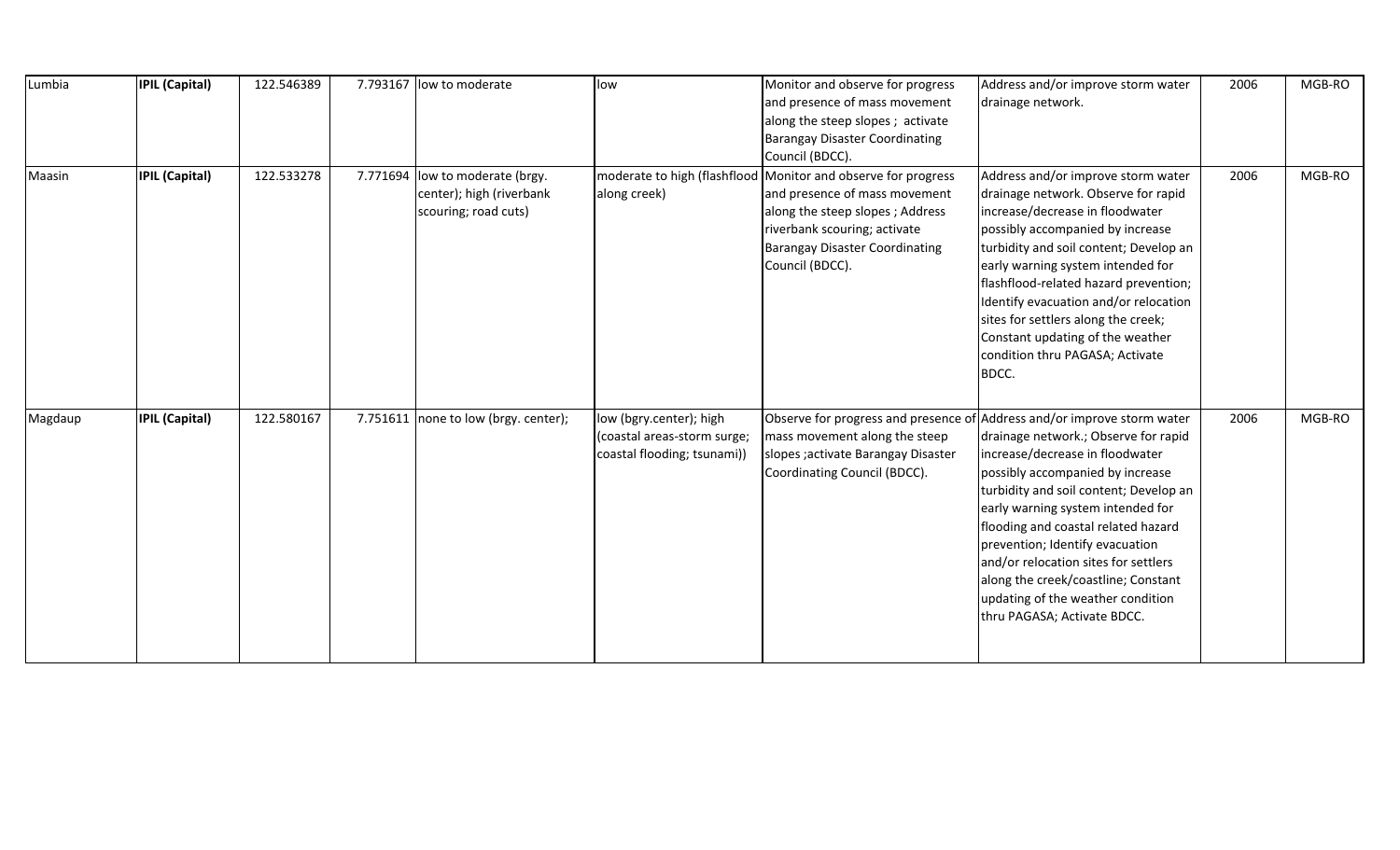| | | | | | | | | | |
|---|---|---|---|---|---|---|---|---|---|
| Lumbia | **IPIL (Capital)** | 122.546389 | 7.793167 | low to moderate | low | Monitor and observe for progress and presence of mass movement along the steep slopes ; activate Barangay Disaster Coordinating Council (BDCC). | Address and/or improve storm water drainage network. | 2006 | MGB-RO |
| Maasin | **IPIL (Capital)** | 122.533278 | 7.771694 | low to moderate (brgy. center); high (riverbank scouring; road cuts) | moderate to high (flashflood along creek) | Monitor and observe for progress and presence of mass movement along the steep slopes ; Address riverbank scouring; activate Barangay Disaster Coordinating Council (BDCC). | Address and/or improve storm water drainage network. Observe for rapid increase/decrease in floodwater possibly accompanied by increase turbidity and soil content; Develop an early warning system intended for flashflood-related hazard prevention; Identify evacuation and/or relocation sites for settlers along the creek; Constant updating of the weather condition thru PAGASA; Activate BDCC. | 2006 | MGB-RO |
| Magdaup | **IPIL (Capital)** | 122.580167 | 7.751611 | none to low (brgy. center); | low (bgry.center); high (coastal areas-storm surge; coastal flooding; tsunami)) | Observe for progress and presence of mass movement along the steep slopes ;activate Barangay Disaster Coordinating Council (BDCC). | Address and/or improve storm water drainage network.; Observe for rapid increase/decrease in floodwater possibly accompanied by increase turbidity and soil content; Develop an early warning system intended for flooding and coastal related hazard prevention; Identify evacuation and/or relocation sites for settlers along the creek/coastline; Constant updating of the weather condition thru PAGASA; Activate BDCC. | 2006 | MGB-RO |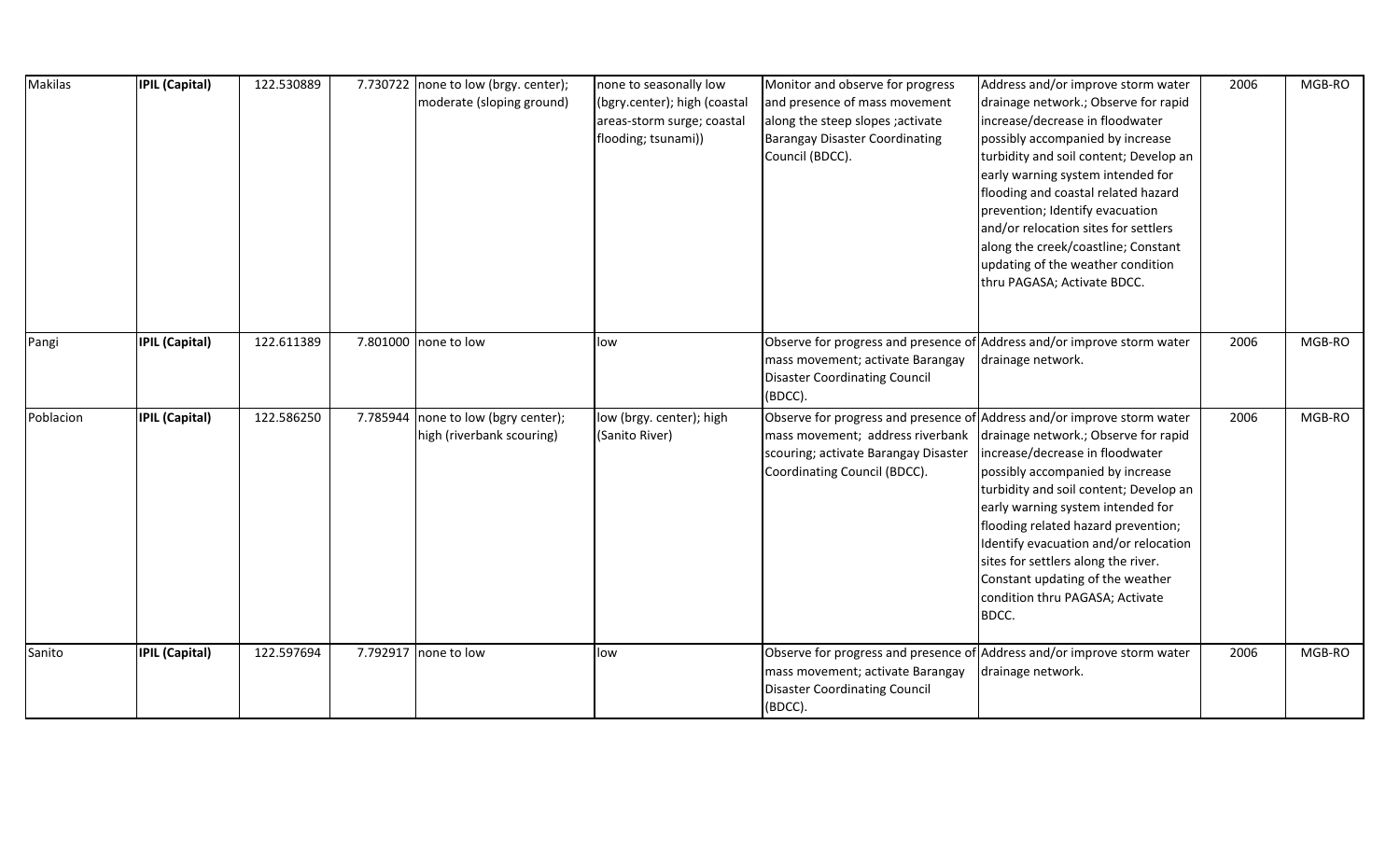| | | | | | | | | | |
|---|---|---|---|---|---|---|---|---|---|
| Makilas | **IPIL (Capital)** | 122.530889 | 7.730722 | none to low (brgy. center); moderate (sloping ground) | none to seasonally low (bgry.center); high (coastal areas-storm surge; coastal flooding; tsunami)) | Monitor and observe for progress and presence of mass movement along the steep slopes ;activate Barangay Disaster Coordinating Council (BDCC). | Address and/or improve storm water drainage network.; Observe for rapid increase/decrease in floodwater possibly accompanied by increase turbidity and soil content; Develop an early warning system intended for flooding and coastal related hazard prevention; Identify evacuation and/or relocation sites for settlers along the creek/coastline; Constant updating of the weather condition thru PAGASA; Activate BDCC. | 2006 | MGB-RO |
| Pangi | **IPIL (Capital)** | 122.611389 | 7.801000 | none to low | low | Observe for progress and presence of mass movement; activate Barangay Disaster Coordinating Council (BDCC). | Address and/or improve storm water drainage network. | 2006 | MGB-RO |
| Poblacion | **IPIL (Capital)** | 122.586250 | 7.785944 | none to low (bgry center); high (riverbank scouring) | low (brgy. center); high (Sanito River) | Observe for progress and presence of mass movement; address riverbank scouring; activate Barangay Disaster Coordinating Council (BDCC). | Address and/or improve storm water drainage network.; Observe for rapid increase/decrease in floodwater possibly accompanied by increase turbidity and soil content; Develop an early warning system intended for flooding related hazard prevention; Identify evacuation and/or relocation sites for settlers along the river. Constant updating of the weather condition thru PAGASA; Activate BDCC. | 2006 | MGB-RO |
| Sanito | **IPIL (Capital)** | 122.597694 | 7.792917 | none to low | low | Observe for progress and presence of mass movement; activate Barangay Disaster Coordinating Council (BDCC). | Address and/or improve storm water drainage network. | 2006 | MGB-RO |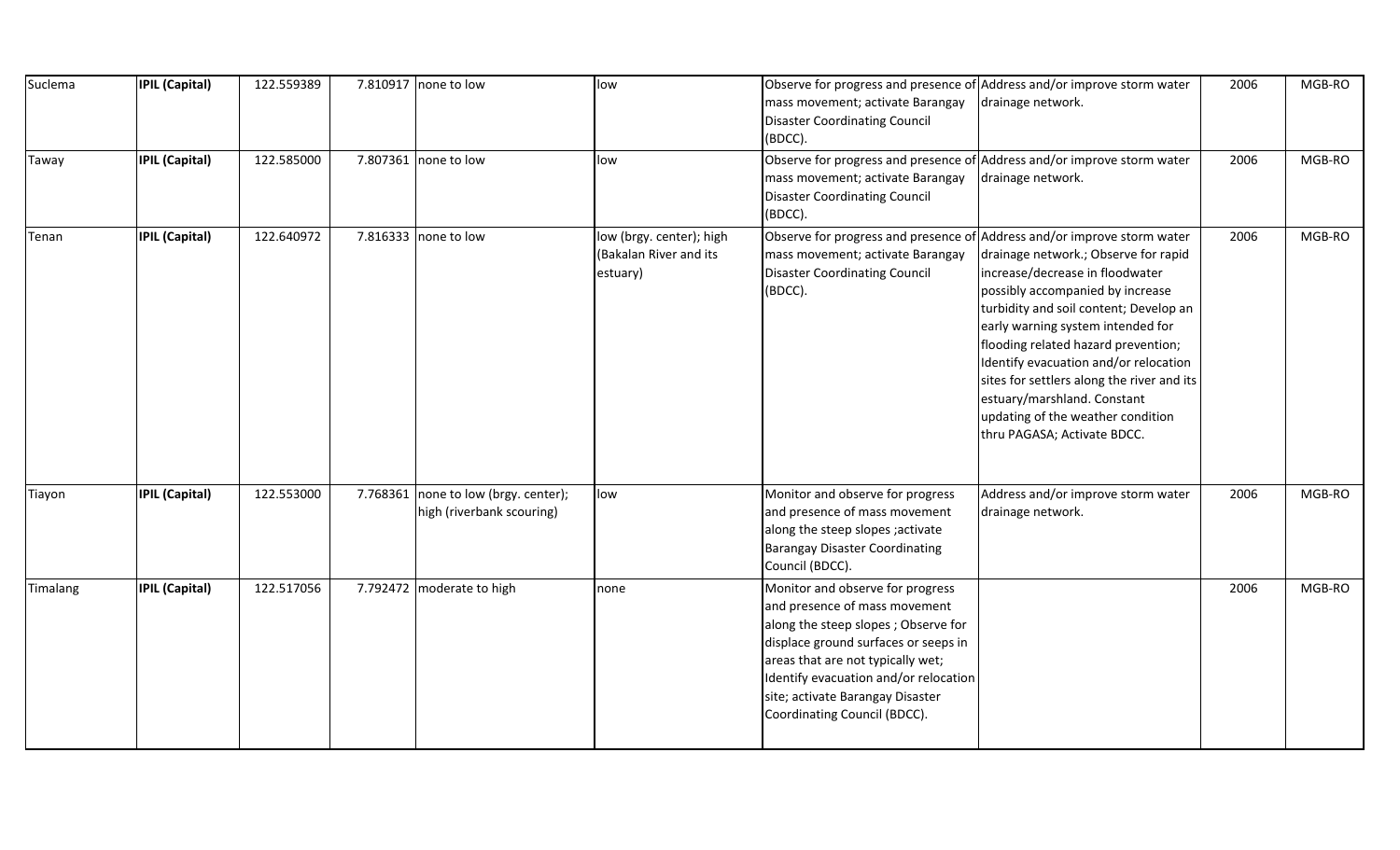| | | | | | | | | | |
|---|---|---|---|---|---|---|---|---|---|
| Suclema | **IPIL (Capital)** | 122.559389 | 7.810917 | none to low | low | Observe for progress and presence of mass movement; activate Barangay Disaster Coordinating Council (BDCC). | Address and/or improve storm water drainage network. | 2006 | MGB-RO |
| Taway | **IPIL (Capital)** | 122.585000 | 7.807361 | none to low | low | Observe for progress and presence of mass movement; activate Barangay Disaster Coordinating Council (BDCC). | Address and/or improve storm water drainage network. | 2006 | MGB-RO |
| Tenan | **IPIL (Capital)** | 122.640972 | 7.816333 | none to low | low (brgy. center); high (Bakalan River and its estuary) | Observe for progress and presence of mass movement; activate Barangay Disaster Coordinating Council (BDCC). | Address and/or improve storm water drainage network.; Observe for rapid increase/decrease in floodwater possibly accompanied by increase turbidity and soil content; Develop an early warning system intended for flooding related hazard prevention; Identify evacuation and/or relocation sites for settlers along the river and its estuary/marshland. Constant updating of the weather condition thru PAGASA; Activate BDCC. | 2006 | MGB-RO |
| Tiayon | **IPIL (Capital)** | 122.553000 | 7.768361 | none to low (brgy. center); high (riverbank scouring) | low | Monitor and observe for progress and presence of mass movement along the steep slopes ;activate Barangay Disaster Coordinating Council (BDCC). | Address and/or improve storm water drainage network. | 2006 | MGB-RO |
| Timalang | **IPIL (Capital)** | 122.517056 | 7.792472 | moderate to high | none | Monitor and observe for progress and presence of mass movement along the steep slopes ; Observe for displace ground surfaces or seeps in areas that are not typically wet; Identify evacuation and/or relocation site; activate Barangay Disaster Coordinating Council (BDCC). | | 2006 | MGB-RO |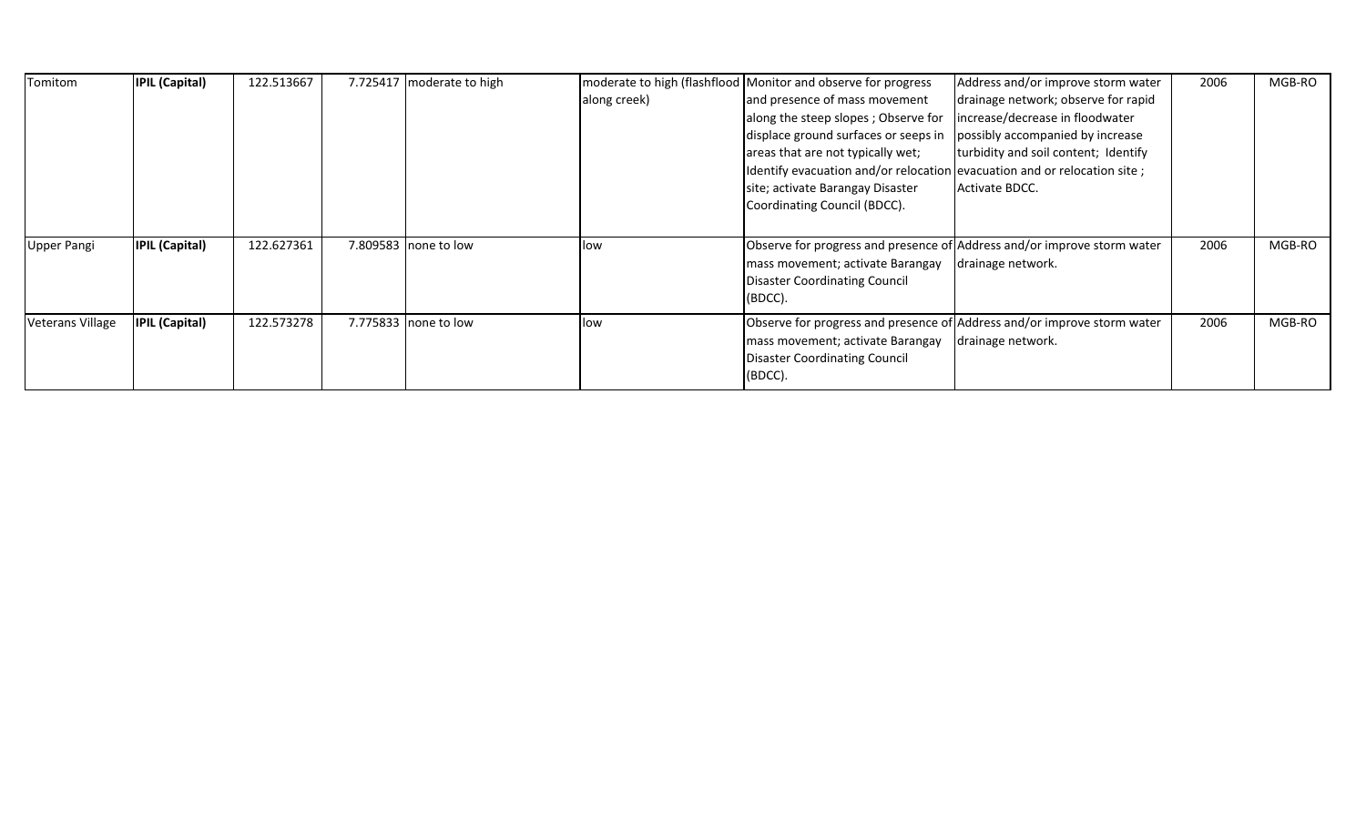| | | | | | | | | | |
|---|---|---|---|---|---|---|---|---|---|
| Tomitom | **IPIL (Capital)** | 122.513667 | 7.725417 | moderate to high | moderate to high (flashflood along creek) | Monitor and observe for progress and presence of mass movement along the steep slopes ; Observe for displace ground surfaces or seeps in areas that are not typically wet; Identify evacuation and/or relocation site; activate Barangay Disaster Coordinating Council (BDCC). | Address and/or improve storm water drainage network; observe for rapid increase/decrease in floodwater possibly accompanied by increase turbidity and soil content; Identify evacuation and or relocation site ; Activate BDCC. | 2006 | MGB-RO |
| Upper Pangi | **IPIL (Capital)** | 122.627361 | 7.809583 | none to low | low | Observe for progress and presence of mass movement; activate Barangay Disaster Coordinating Council (BDCC). | Address and/or improve storm water drainage network. | 2006 | MGB-RO |
| Veterans Village | **IPIL (Capital)** | 122.573278 | 7.775833 | none to low | low | Observe for progress and presence of mass movement; activate Barangay Disaster Coordinating Council (BDCC). | Address and/or improve storm water drainage network. | 2006 | MGB-RO |